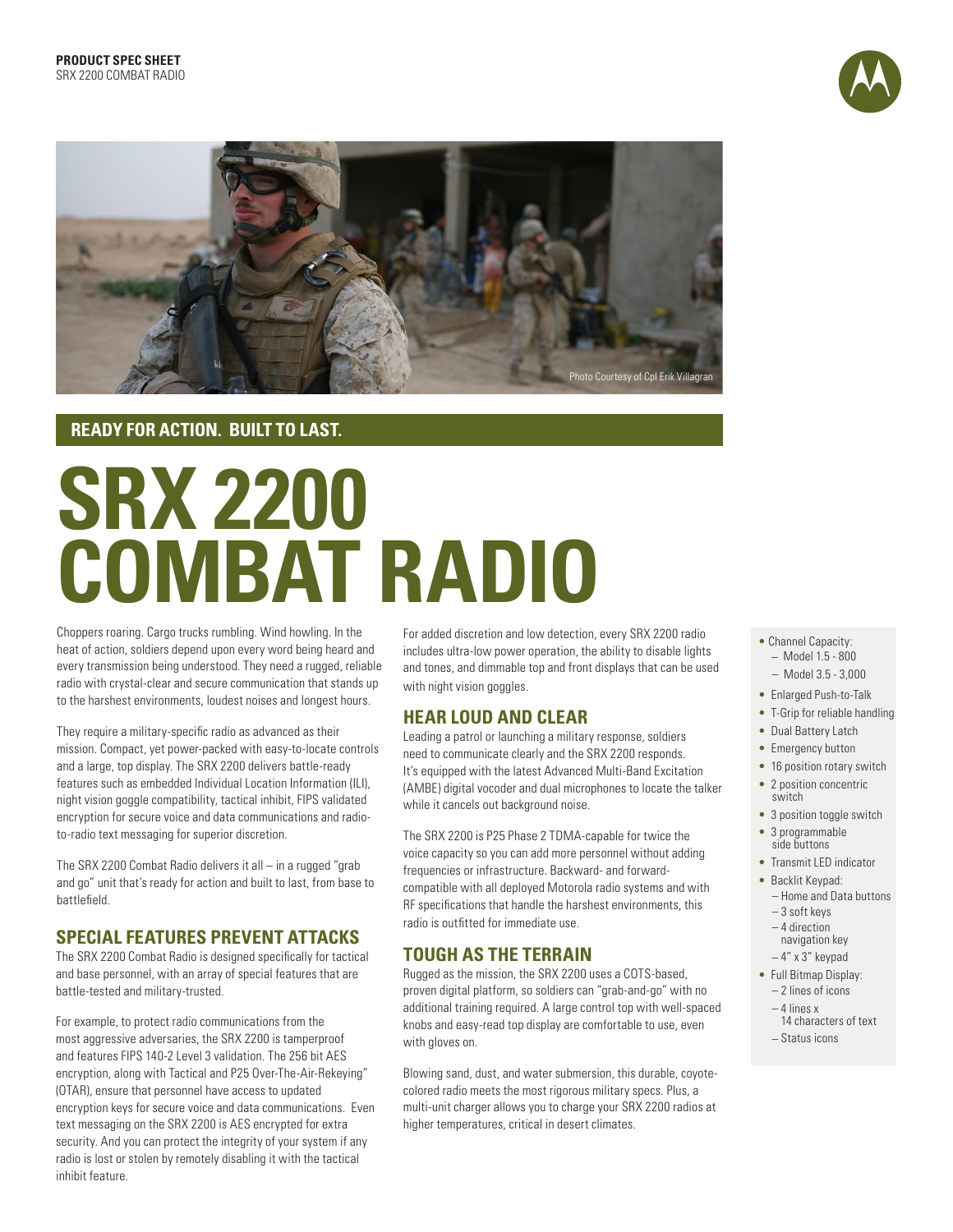**PRODUCT SPEC SHEET**
SRX 2200 COMBAT RADIO

Photo Courtesy of Cpl Erik Villagran

## READY FOR ACTION. BUILT TO LAST.

# SRX 2200 COMBAT RADIO

Choppers roaring. Cargo trucks rumbling. Wind howling. In the heat of action, soldiers depend upon every word being heard and every transmission being understood. They need a rugged, reliable radio with crystal-clear and secure communication that stands up to the harshest environments, loudest noises and longest hours.

They require a military-specific radio as advanced as their mission. Compact, yet power-packed with easy-to-locate controls and a large, top display. The SRX 2200 delivers battle-ready features such as embedded Individual Location Information (ILI), night vision goggle compatibility, tactical inhibit, FIPS validated encryption for secure voice and data communications and radio-to-radio text messaging for superior discretion.

The SRX 2200 Combat Radio delivers it all – in a rugged "grab and go" unit that's ready for action and built to last, from base to battlefield.

## SPECIAL FEATURES PREVENT ATTACKS

The SRX 2200 Combat Radio is designed specifically for tactical and base personnel, with an array of special features that are battle-tested and military-trusted.

For example, to protect radio communications from the most aggressive adversaries, the SRX 2200 is tamperproof and features FIPS 140-2 Level 3 validation. The 256 bit AES encryption, along with Tactical and P25 Over-The-Air-Rekeying" (OTAR), ensure that personnel have access to updated encryption keys for secure voice and data communications. Even text messaging on the SRX 2200 is AES encrypted for extra security. And you can protect the integrity of your system if any radio is lost or stolen by remotely disabling it with the tactical inhibit feature.

For added discretion and low detection, every SRX 2200 radio includes ultra-low power operation, the ability to disable lights and tones, and dimmable top and front displays that can be used with night vision goggles.

## HEAR LOUD AND CLEAR

Leading a patrol or launching a military response, soldiers need to communicate clearly and the SRX 2200 responds. It's equipped with the latest Advanced Multi-Band Excitation (AMBE) digital vocoder and dual microphones to locate the talker while it cancels out background noise.

The SRX 2200 is P25 Phase 2 TDMA-capable for twice the voice capacity so you can add more personnel without adding frequencies or infrastructure. Backward- and forward-compatible with all deployed Motorola radio systems and with RF specifications that handle the harshest environments, this radio is outfitted for immediate use.

## TOUGH AS THE TERRAIN

Rugged as the mission, the SRX 2200 uses a COTS-based, proven digital platform, so soldiers can "grab-and-go" with no additional training required. A large control top with well-spaced knobs and easy-read top display are comfortable to use, even with gloves on.

Blowing sand, dust, and water submersion, this durable, coyote-colored radio meets the most rigorous military specs. Plus, a multi-unit charger allows you to charge your SRX 2200 radios at higher temperatures, critical in desert climates.

- Channel Capacity:
  - Model 1.5 - 800
  - Model 3.5 - 3,000
- Enlarged Push-to-Talk
- T-Grip for reliable handling
- Dual Battery Latch
- Emergency button
- 16 position rotary switch
- 2 position concentric switch
- 3 position toggle switch
- 3 programmable side buttons
- Transmit LED indicator
- Backlit Keypad:
  - Home and Data buttons
  - 3 soft keys
  - 4 direction navigation key
  - 4" x 3" keypad
- Full Bitmap Display:
  - 2 lines of icons
  - 4 lines x 14 characters of text
  - Status icons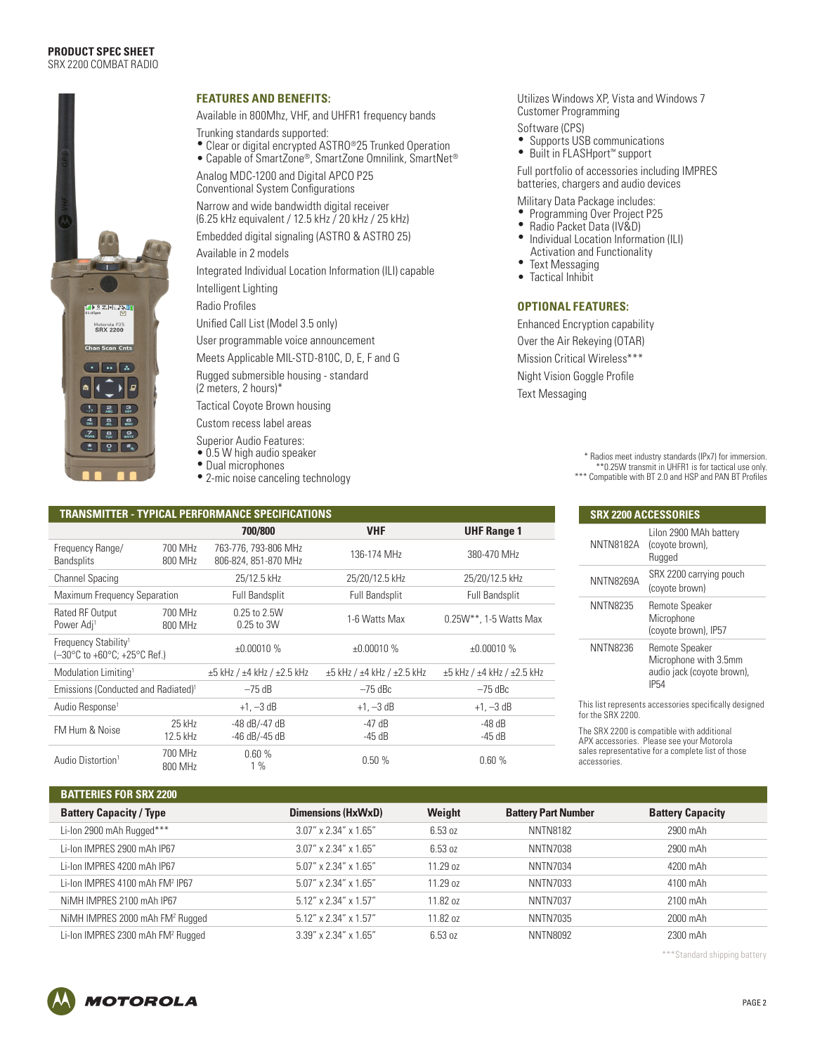# PRODUCT SPEC SHEET
SRX 2200 COMBAT RADIO

## FEATURES AND BENEFITS:

Available in 800Mhz, VHF, and UHFR1 frequency bands

Trunking standards supported:
- Clear or digital encrypted ASTRO®25 Trunked Operation
- Capable of SmartZone®, SmartZone Omnilink, SmartNet®

Analog MDC-1200 and Digital APCO P25 Conventional System Configurations

Narrow and wide bandwidth digital receiver (6.25 kHz equivalent / 12.5 kHz / 20 kHz / 25 kHz)

Embedded digital signaling (ASTRO & ASTRO 25)

Available in 2 models

Integrated Individual Location Information (ILI) capable

Intelligent Lighting

Radio Profiles

Unified Call List (Model 3.5 only)

User programmable voice announcement

Meets Applicable MIL-STD-810C, D, E, F and G

Rugged submersible housing - standard (2 meters, 2 hours)*

Tactical Coyote Brown housing

Custom recess label areas

Superior Audio Features:
- 0.5 W high audio speaker
- Dual microphones
- 2-mic noise canceling technology

Utilizes Windows XP, Vista and Windows 7 Customer Programming

Software (CPS)
- Supports USB communications
- Built in FLASHport™ support

Full portfolio of accessories including IMPRES batteries, chargers and audio devices

Military Data Package includes:
- Programming Over Project P25
- Radio Packet Data (IV&D)
- Individual Location Information (ILI) Activation and Functionality
- Text Messaging
- Tactical Inhibit

## OPTIONAL FEATURES:

Enhanced Encryption capability

Over the Air Rekeying (OTAR)

Mission Critical Wireless***

Night Vision Goggle Profile

Text Messaging

\* Radios meet industry standards (IPx7) for immersion.
\*\*0.25W transmit in UHFR1 is for tactical use only.
\*\*\* Compatible with BT 2.0 and HSP and PAN BT Profiles

## TRANSMITTER - TYPICAL PERFORMANCE SPECIFICATIONS

| | | 700/800 | VHF | UHF Range 1 |
|---|---|---|---|---|
| Frequency Range/ Bandsplits | 700 MHz<br>800 MHz | 763-776, 793-806 MHz<br>806-824, 851-870 MHz | 136-174 MHz | 380-470 MHz |
| Channel Spacing | | 25/12.5 kHz | 25/20/12.5 kHz | 25/20/12.5 kHz |
| Maximum Frequency Separation | | Full Bandsplit | Full Bandsplit | Full Bandsplit |
| Rated RF Output Power Adj[1] | 700 MHz<br>800 MHz | 0.25 to 2.5W<br>0.25 to 3W | 1-6 Watts Max | 0.25W**, 1-5 Watts Max |
| Frequency Stability[1] (−30°C to +60°C; +25°C Ref.) | | ±0.00010 % | ±0.00010 % | ±0.00010 % |
| Modulation Limiting[1] | | ±5 kHz / ±4 kHz / ±2.5 kHz | ±5 kHz / ±4 kHz / ±2.5 kHz | ±5 kHz / ±4 kHz / ±2.5 kHz |
| Emissions (Conducted and Radiated)[1] | | −75 dB | −75 dBc | −75 dBc |
| Audio Response[1] | | +1, −3 dB | +1, −3 dB | +1, −3 dB |
| FM Hum & Noise | 25 kHz<br>12.5 kHz | -48 dB/-47 dB<br>-46 dB/-45 dB | -47 dB<br>-45 dB | -48 dB<br>-45 dB |
| Audio Distortion[1] | 700 MHz<br>800 MHz | 0.60 %<br>1 % | 0.50 % | 0.60 % |

## SRX 2200 ACCESSORIES

| | |
|---|---|
| NNTN8182A | LiIon 2900 MAh battery (coyote brown), Rugged |
| NNTN8269A | SRX 2200 carrying pouch (coyote brown) |
| NNTN8235 | Remote Speaker Microphone (coyote brown), IP57 |
| NNTN8236 | Remote Speaker Microphone with 3.5mm audio jack (coyote brown), IP54 |

This list represents accessories specifically designed for the SRX 2200.

The SRX 2200 is compatible with additional APX accessories. Please see your Motorola sales representative for a complete list of those accessories.

## BATTERIES FOR SRX 2200

| Battery Capacity / Type | Dimensions (HxWxD) | Weight | Battery Part Number | Battery Capacity |
|---|---|---|---|---|
| Li-Ion 2900 mAh Rugged*** | 3.07" x 2.34" x 1.65" | 6.53 oz | NNTN8182 | 2900 mAh |
| Li-Ion IMPRES 2900 mAh IP67 | 3.07" x 2.34" x 1.65" | 6.53 oz | NNTN7038 | 2900 mAh |
| Li-Ion IMPRES 4200 mAh IP67 | 5.07" x 2.34" x 1.65" | 11.29 oz | NNTN7034 | 4200 mAh |
| Li-Ion IMPRES 4100 mAh FM[2] IP67 | 5.07" x 2.34" x 1.65" | 11.29 oz | NNTN7033 | 4100 mAh |
| NiMH IMPRES 2100 mAh IP67 | 5.12" x 2.34" x 1.57" | 11.82 oz | NNTN7037 | 2100 mAh |
| NiMH IMPRES 2000 mAh FM[2] Rugged | 5.12" x 2.34" x 1.57" | 11.82 oz | NNTN7035 | 2000 mAh |
| Li-Ion IMPRES 2300 mAh FM[2] Rugged | 3.39" x 2.34" x 1.65" | 6.53 oz | NNTN8092 | 2300 mAh |

\*\*\*Standard shipping battery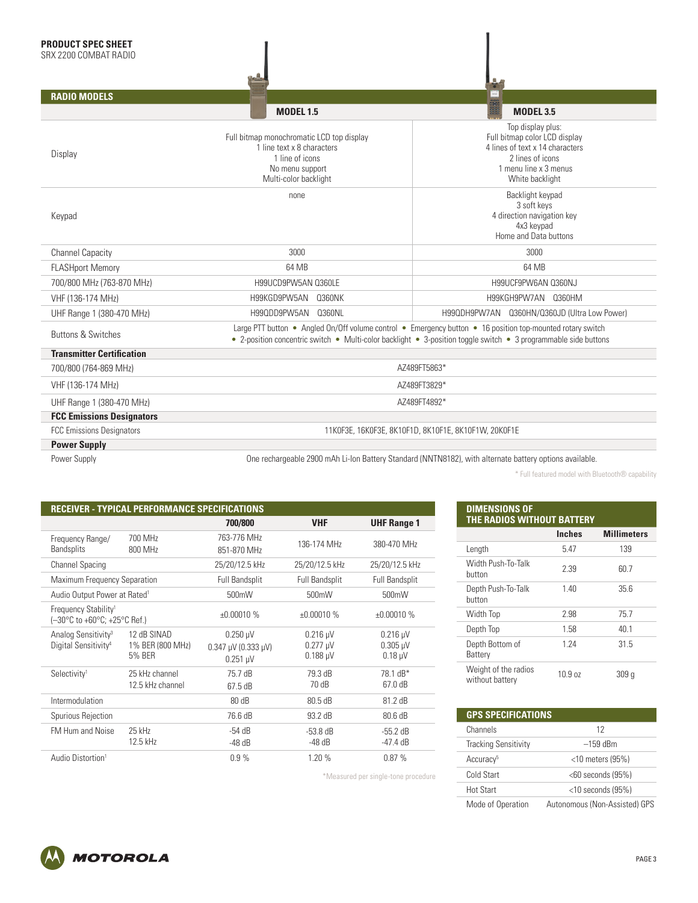**PRODUCT SPEC SHEET**
SRX 2200 COMBAT RADIO

## RADIO MODELS

| | MODEL 1.5 | MODEL 3.5 |
|---|---|---|
| Display | Full bitmap monochromatic LCD top display<br>1 line text x 8 characters<br>1 line of icons<br>No menu support<br>Multi-color backlight | Top display plus:<br>Full bitmap color LCD display<br>4 lines of text x 14 characters<br>2 lines of icons<br>1 menu line x 3 menus<br>White backlight |
| Keypad | none | Backlight keypad<br>3 soft keys<br>4 direction navigation key<br>4x3 keypad<br>Home and Data buttons |
| Channel Capacity | 3000 | 3000 |
| FLASHport Memory | 64 MB | 64 MB |
| 700/800 MHz (763-870 MHz) | H99UCD9PW5AN Q360LE | H99UCF9PW6AN Q360NJ |
| VHF (136-174 MHz) | H99KGD9PW5AN Q360NK | H99KGH9PW7AN Q360HM |
| UHF Range 1 (380-470 MHz) | H99QDD9PW5AN Q360NL | H99QDH9PW7AN Q360HN/Q360JD (Ultra Low Power) |
| Buttons & Switches | Large PTT button • Angled On/Off volume control • Emergency button • 16 position top-mounted rotary switch • 2-position concentric switch • Multi-color backlight • 3-position toggle switch • 3 programmable side buttons | |
| **Transmitter Certification** | | |
| 700/800 (764-869 MHz) | AZ489FT5863* | |
| VHF (136-174 MHz) | AZ489FT3829* | |
| UHF Range 1 (380-470 MHz) | AZ489FT4892* | |
| **FCC Emissions Designators** | | |
| FCC Emissions Designators | 11K0F3E, 16K0F3E, 8K10F1D, 8K10F1E, 8K10F1W, 20K0F1E | |
| **Power Supply** | | |
| Power Supply | One rechargeable 2900 mAh Li-Ion Battery Standard (NNTN8182), with alternate battery options available. | |

\* Full featured model with Bluetooth® capability

## RECEIVER - TYPICAL PERFORMANCE SPECIFICATIONS

| | | 700/800 | VHF | UHF Range 1 |
|---|---|---|---|---|
| Frequency Range/ Bandsplits | 700 MHz<br>800 MHz | 763-776 MHz<br>851-870 MHz | 136-174 MHz | 380-470 MHz |
| Channel Spacing | | 25/20/12.5 kHz | 25/20/12.5 kHz | 25/20/12.5 kHz |
| Maximum Frequency Separation | | Full Bandsplit | Full Bandsplit | Full Bandsplit |
| Audio Output Power at Rated[1] | | 500mW | 500mW | 500mW |
| Frequency Stability[1] (–30°C to +60°C; +25°C Ref.) | | ±0.00010 % | ±0.00010 % | ±0.00010 % |
| Analog Sensitivity[3]<br>Digital Sensitivity[4] | 12 dB SINAD<br>1% BER (800 MHz)<br>5% BER | 0.250 µV<br>0.347 µV (0.333 µV)<br>0.251 µV | 0.216 µV<br>0.277 µV<br>0.188 µV | 0.216 µV<br>0.305 µV<br>0.18 µV |
| Selectivity[1] | 25 kHz channel<br>12.5 kHz channel | 75.7 dB<br>67.5 dB | 79.3 dB<br>70 dB | 78.1 dB*<br>67.0 dB |
| Intermodulation | | 80 dB | 80.5 dB | 81.2 dB |
| Spurious Rejection | | 76.6 dB | 93.2 dB | 80.6 dB |
| FM Hum and Noise | 25 kHz<br>12.5 kHz | -54 dB<br>-48 dB | -53.8 dB<br>-48 dB | -55.2 dB<br>-47.4 dB |
| Audio Distortion[1] | | 0.9 % | 1.20 % | 0.87 % |

\*Measured per single-tone procedure

## DIMENSIONS OF THE RADIOS WITHOUT BATTERY

| | Inches | Millimeters |
|---|---|---|
| Length | 5.47 | 139 |
| Width Push-To-Talk button | 2.39 | 60.7 |
| Depth Push-To-Talk button | 1.40 | 35.6 |
| Width Top | 2.98 | 75.7 |
| Depth Top | 1.58 | 40.1 |
| Depth Bottom of Battery | 1.24 | 31.5 |
| Weight of the radios without battery | 10.9 oz | 309 g |

## GPS SPECIFICATIONS

| | |
|---|---|
| Channels | 12 |
| Tracking Sensitivity | –159 dBm |
| Accuracy[5] | <10 meters (95%) |
| Cold Start | <60 seconds (95%) |
| Hot Start | <10 seconds (95%) |
| Mode of Operation | Autonomous (Non-Assisted) GPS |

MOTOROLA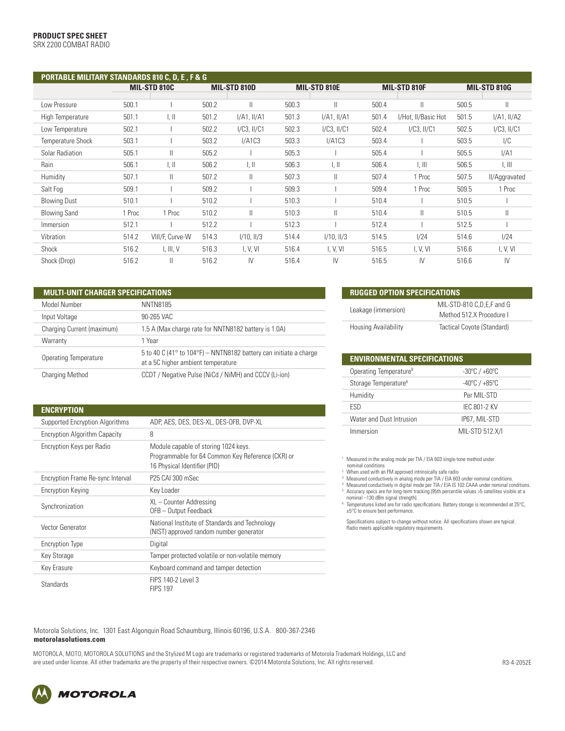**PRODUCT SPEC SHEET**
SRX 2200 COMBAT RADIO

## PORTABLE MILITARY STANDARDS 810 C, D, E , F & G

| | MIL-STD 810C | | MIL-STD 810D | | MIL-STD 810E | | MIL-STD 810F | | MIL-STD 810G | |
|---|---|---|---|---|---|---|---|---|---|---|
| Low Pressure | 500.1 | I | 500.2 | II | 500.3 | II | 500.4 | II | 500.5 | II |
| High Temperature | 501.1 | I, II | 501.2 | I/A1, II/A1 | 501.3 | I/A1, II/A1 | 501.4 | I/Hot, II/Basic Hot | 501.5 | I/A1, II/A2 |
| Low Temperature | 502.1 | I | 502.2 | I/C3, II/C1 | 502.3 | I/C3, II/C1 | 502.4 | I/C3, II/C1 | 502.5 | I/C3, II/C1 |
| Temperature Shock | 503.1 | I | 503.2 | I/A1C3 | 503.3 | I/A1C3 | 503.4 | I | 503.5 | I/C |
| Solar Radiation | 505.1 | II | 505.2 | I | 505.3 | I | 505.4 | I | 505.5 | I/A1 |
| Rain | 506.1 | I, II | 506.2 | I, II | 506.3 | I, II | 506.4 | I, III | 506.5 | I, III |
| Humidity | 507.1 | II | 507.2 | II | 507.3 | II | 507.4 | 1 Proc | 507.5 | II/Aggravated |
| Salt Fog | 509.1 | I | 509.2 | I | 509.3 | I | 509.4 | 1 Proc | 509.5 | 1 Proc |
| Blowing Dust | 510.1 | I | 510.2 | I | 510.3 | I | 510.4 | I | 510.5 | I |
| Blowing Sand | 1 Proc | 1 Proc | 510.2 | II | 510.3 | II | 510.4 | II | 510.5 | II |
| Immersion | 512.1 | I | 512.2 | I | 512.3 | I | 512.4 | I | 512.5 | I |
| Vibration | 514.2 | VIII/F, Curve-W | 514.3 | I/10, II/3 | 514.4 | I/10, II/3 | 514.5 | I/24 | 514.6 | I/24 |
| Shock | 516.2 | I, III, V | 516.3 | I, V, VI | 516.4 | I, V, VI | 516.5 | I, V, VI | 516.6 | I, V, VI |
| Shock (Drop) | 516.2 | II | 516.2 | IV | 516.4 | IV | 516.5 | IV | 516.6 | IV |

## MULTI-UNIT CHARGER SPECIFICATIONS

| | |
|---|---|
| Model Number | NNTN8185 |
| Input Voltage | 90-265 VAC |
| Charging Current (maximum) | 1.5 A (Max charge rate for NNTN8182 battery is 1.0A) |
| Warranty | 1 Year |
| Operating Temperature | 5 to 40 C (41° to 104°F) – NNTN8182 battery can initiate a charge at a 5C higher ambient temperature |
| Charging Method | CCDT / Negative Pulse (NiCd / NiMH) and CCCV (Li-ion) |

## ENCRYPTION

| | |
|---|---|
| Supported Encryption Algorithms | ADP, AES, DES, DES-XL, DES-OFB, DVP-XL |
| Encryption Algorithm Capacity | 8 |
| Encryption Keys per Radio | Module capable of storing 1024 keys. Programmable for 64 Common Key Reference (CKR) or 16 Physical Identifier (PID) |
| Encryption Frame Re-sync Interval | P25 CAI 300 mSec |
| Encryption Keying | Key Loader |
| Synchronization | XL – Counter Addressing<br>OFB – Output Feedback |
| Vector Generator | National Institute of Standards and Technology (NIST) approved random number generator |
| Encryption Type | Digital |
| Key Storage | Tamper protected volatile or non-volatile memory |
| Key Erasure | Keyboard command and tamper detection |
| Standards | FIPS 140-2 Level 3<br>FIPS 197 |

## RUGGED OPTION SPECIFICATIONS

| | |
|---|---|
| Leakage (immersion) | MIL-STD-810 C,D,E,F and G Method 512.X Procedure I |
| Housing Availability | Tactical Coyote (Standard) |

## ENVIRONMENTAL SPECIFICATIONS

| | |
|---|---|
| Operating Temperature[6] | -30ºC / +60ºC |
| Storage Temperature[6] | -40ºC / +85ºC |
| Humidity | Per MIL-STD |
| ESD | IEC 801-2 KV |
| Water and Dust Intrusion | IP67, MIL-STD |
| Immersion | MIL-STD 512.X/I |

[1] Measured in the analog mode per TIA / EIA 603 single-tone method under nominal conditions
[2] When used with an FM approved intrinsically safe radio
[3] Measured conductively in analog mode per TIA / EIA 603 under nominal conditions.
[4] Measured conductively in digital mode per TIA / EIA IS 102.CAAA under nominal conditions.
[5] Accuracy specs are for long-term tracking (95th percentile values >5 satellites visible at a nominal –130 dBm signal strength).
[6] Temperatures listed are for radio specifications. Battery storage is recommended at 25°C, ±5°C to ensure best performance.

Specifications subject to change without notice. All specifications shown are typical. Radio meets applicable regulatory requirements.

Motorola Solutions, Inc. 1301 East Algonquin Road Schaumburg, Illinois 60196, U.S.A. 800-367-2346
**motorolasolutions.com**

MOTOROLA, MOTO, MOTOROLA SOLUTIONS and the Stylized M Logo are trademarks or registered trademarks of Motorola Trademark Holdings, LLC and are used under license. All other trademarks are the property of their respective owners. ©2014 Motorola Solutions, Inc. All rights reserved.

R3-4-2052E

MOTOROLA